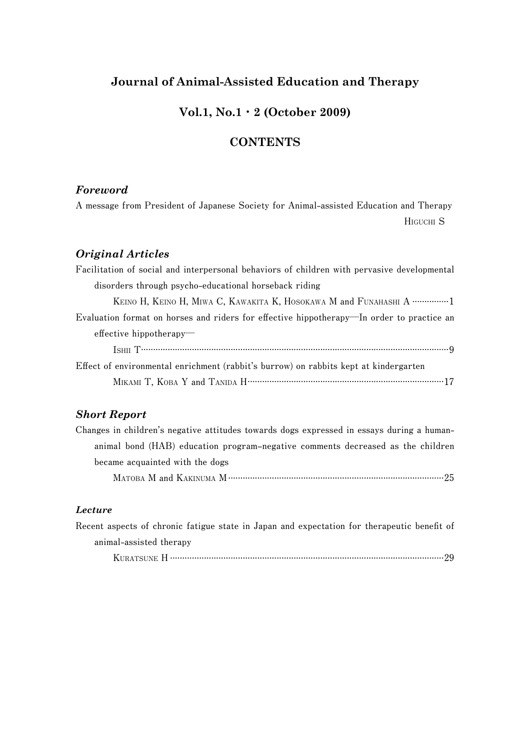# Journal of Animal-Assisted Education and Therapy

## Vol.1, No.1・2 (October 2009)

## CONTENTS

### *Foreword*

A message from President of Japanese Society for Animal-assisted Education and Therapy

HIGUCHI S

### *Original Articles*

Facilitation of social and interpersonal behaviors of children with pervasive developmental disorders through psycho-educational horseback riding

KEINO H, KEINO H, MIWA C, KAWAKITA K, HOSOKAWA M and FUNAHASHI A ……………1

Evaluation format on horses and riders for effective hippotherapy—In order to practice an effective hippotherapy—

ISHII T……………………………………………………………………………………………………9

Effect of environmental enrichment (rabbit's burrow) on rabbits kept at kindergarten

MIKAMI T, KOBA Y and TANIDA H………………………………………………………………17

### *Short Report*

Changes in children's negative attitudes towards dogs expressed in essays during a human-animal bond (HAB) education program–negative comments decreased as the children became acquainted with the dogs

MATOBA M and KAKINUMA M………………………………………………………………………25

### *Lecture*

Recent aspects of chronic fatigue state in Japan and expectation for therapeutic benefit of animal-assisted therapy

KURATSUNE H……………………………………………………………………………………………29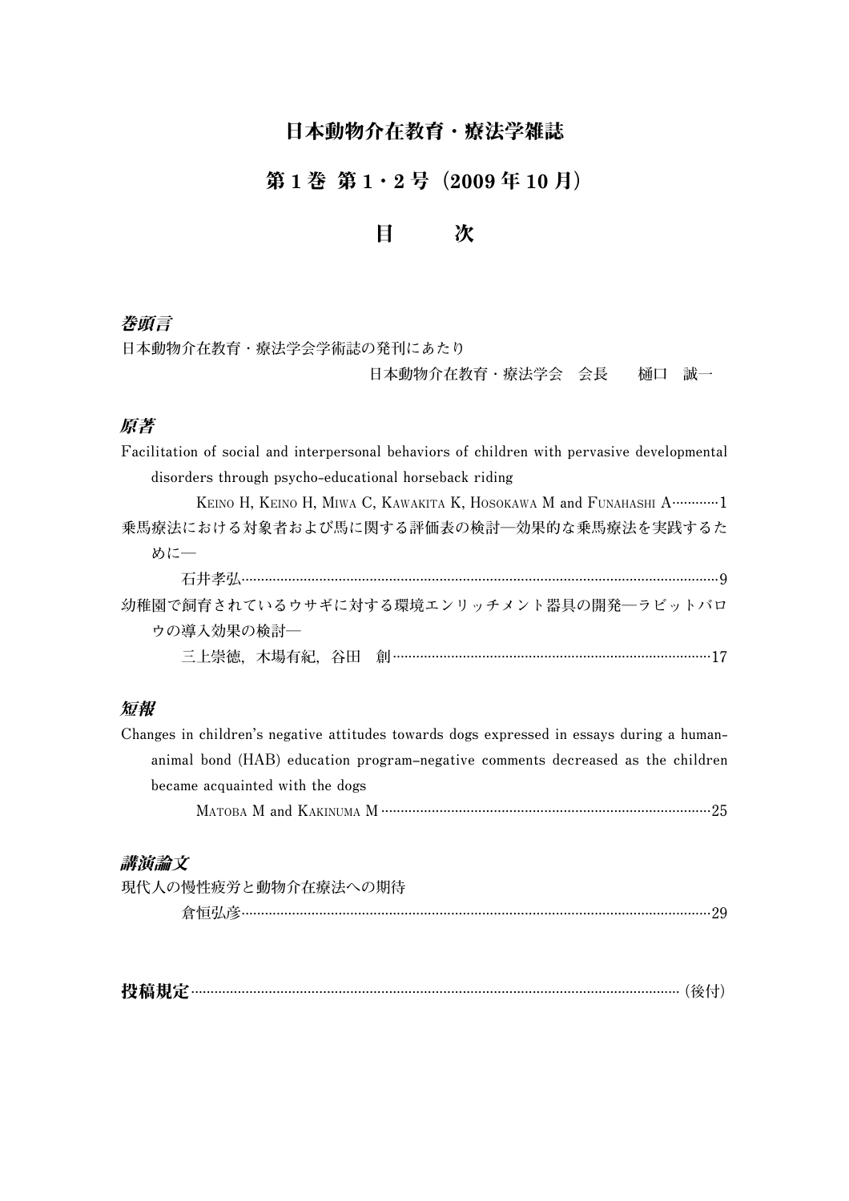# 日本動物介在教育・療法学雑誌

## 第 1 巻 第 1・2 号（2009 年 10 月）

## 目　　次

### *巻頭言*

日本動物介在教育・療法学会学術誌の発刊にあたり

日本動物介在教育・療法学会　会長　　樋口　誠一

### *原著*

Facilitation of social and interpersonal behaviors of children with pervasive developmental disorders through psycho-educational horseback riding

KEINO H, KEINO H, MIWA C, KAWAKITA K, HOSOKAWA M and FUNAHASHI A…………1

乗馬療法における対象者および馬に関する評価表の検討―効果的な乗馬療法を実践するために―

石井孝弘……………………………………………………………………………………9

幼稚園で飼育されているウサギに対する環境エンリッチメント器具の開発―ラビットバロウの導入効果の検討―

三上崇徳，木場有紀，谷田　創……………………………………………………………17

### *短報*

Changes in children's negative attitudes towards dogs expressed in essays during a human-animal bond (HAB) education program–negative comments decreased as the children became acquainted with the dogs

MATOBA M and KAKINUMA M ……………………………………………………………25

### *講演論文*

現代人の慢性疲労と動物介在療法への期待

倉恒弘彦……………………………………………………………………………………29

**投稿規定**…………………………………………………………………………………（後付）